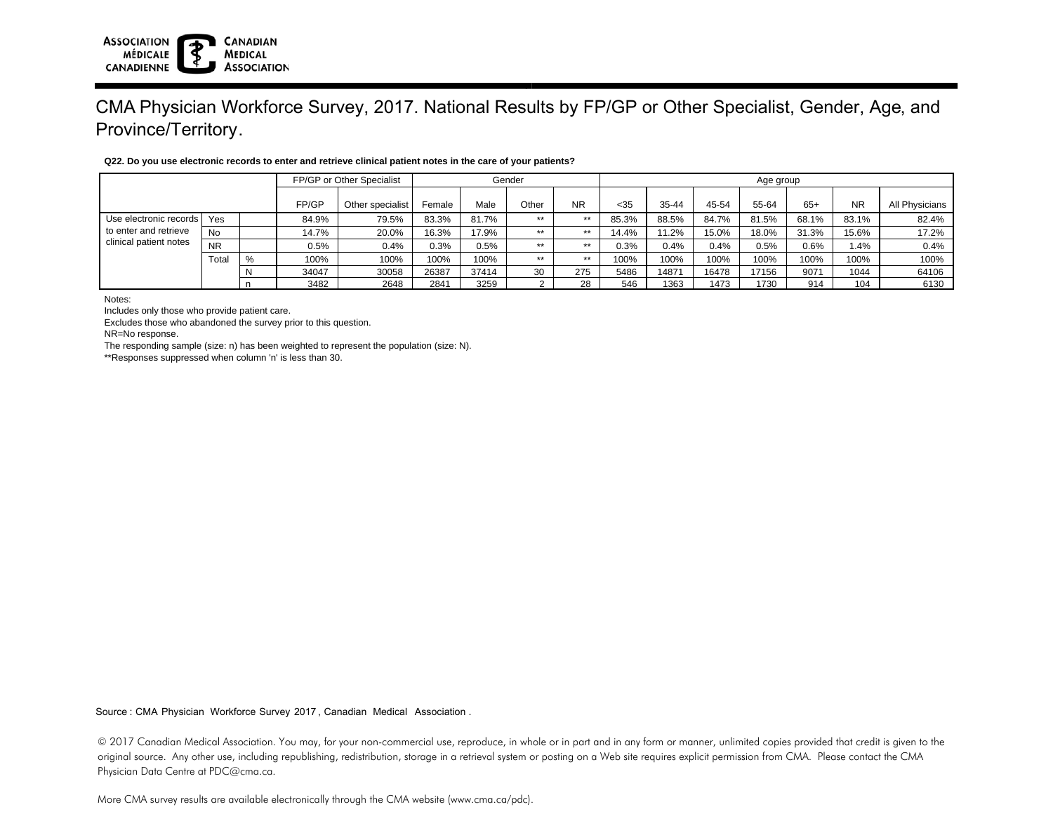ASSOCIATION MÉDICALE CANADIENNE | CANADIAN MEDICAL ASSOCIATION

# CMA Physician Workforce Survey, 2017. National Results by FP/GP or Other Specialist, Gender, Age, and Province/Territory.

**Q22. Do you use electronic records to enter and retrieve clinical patient notes in the care of your patients?**

| | | | FP/GP or Other Specialist | | Gender | | | | Age group | | | | | | |
|---|---|---|---|---|---|---|---|---|---|---|---|---|---|---|---|
| | | | FP/GP | Other specialist | Female | Male | Other | NR | <35 | 35-44 | 45-54 | 55-64 | 65+ | NR | All Physicians |
| Use electronic records to enter and retrieve clinical patient notes | Yes | | 84.9% | 79.5% | 83.3% | 81.7% | ** | ** | 85.3% | 88.5% | 84.7% | 81.5% | 68.1% | 83.1% | 82.4% |
| | No | | 14.7% | 20.0% | 16.3% | 17.9% | ** | ** | 14.4% | 11.2% | 15.0% | 18.0% | 31.3% | 15.6% | 17.2% |
| | NR | | 0.5% | 0.4% | 0.3% | 0.5% | ** | ** | 0.3% | 0.4% | 0.4% | 0.5% | 0.6% | 1.4% | 0.4% |
| | Total | % | 100% | 100% | 100% | 100% | ** | ** | 100% | 100% | 100% | 100% | 100% | 100% | 100% |
| | | N | 34047 | 30058 | 26387 | 37414 | 30 | 275 | 5486 | 14871 | 16478 | 17156 | 9071 | 1044 | 64106 |
| | | n | 3482 | 2648 | 2841 | 3259 | 2 | 28 | 546 | 1363 | 1473 | 1730 | 914 | 104 | 6130 |

Notes:

Includes only those who provide patient care.

Excludes those who abandoned the survey prior to this question.

NR=No response.

The responding sample (size: n) has been weighted to represent the population (size: N).

**Responses suppressed when column 'n' is less than 30.

Source : CMA Physician Workforce Survey 2017 , Canadian Medical Association .

© 2017 Canadian Medical Association. You may, for your non-commercial use, reproduce, in whole or in part and in any form or manner, unlimited copies provided that credit is given to the original source. Any other use, including republishing, redistribution, storage in a retrieval system or posting on a Web site requires explicit permission from CMA. Please contact the CMA Physician Data Centre at PDC@cma.ca.

More CMA survey results are available electronically through the CMA website (www.cma.ca/pdc).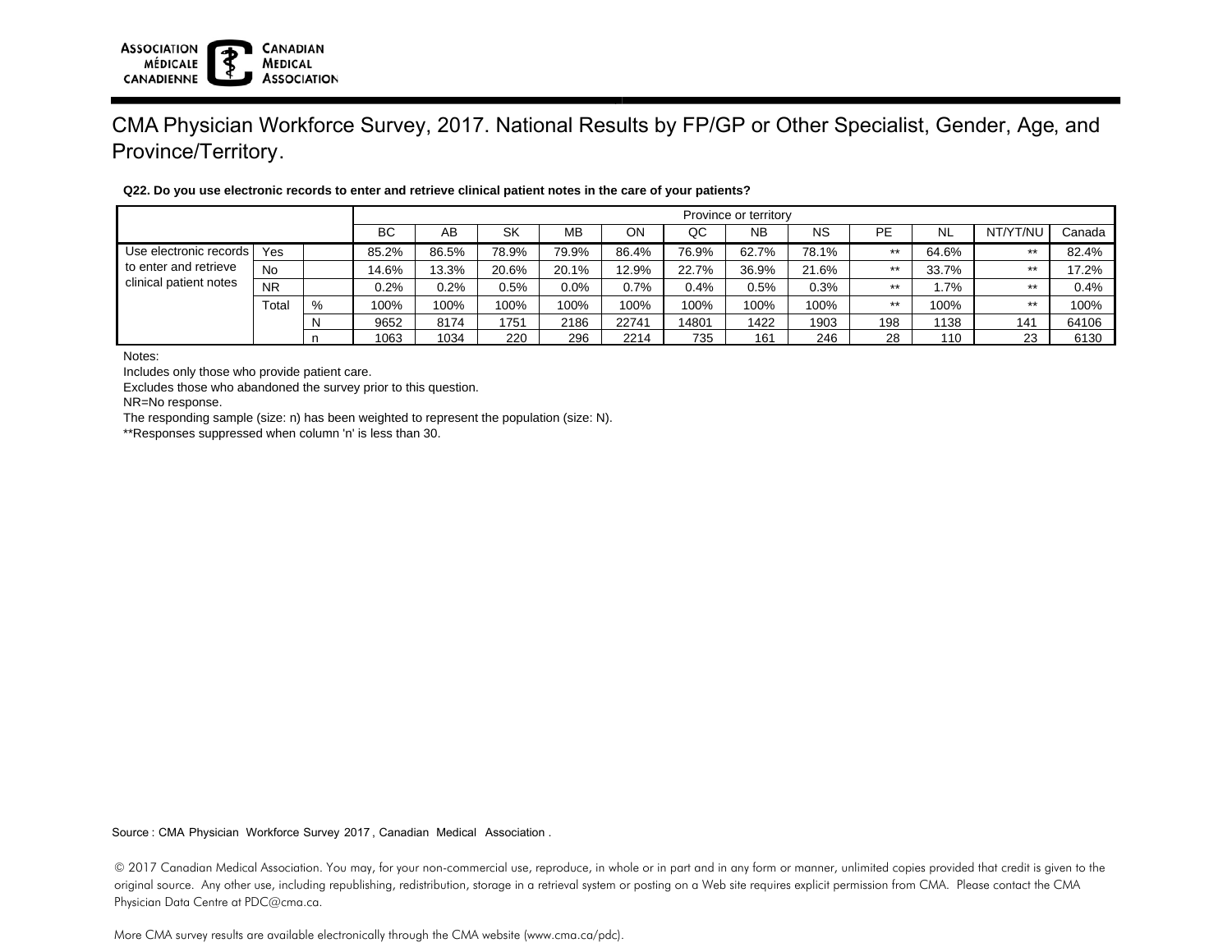CMA Physician Workforce Survey, 2017. National Results by FP/GP or Other Specialist, Gender, Age, and Province/Territory.

**Q22. Do you use electronic records to enter and retrieve clinical patient notes in the care of your patients?**

| | | | Province or territory | | | | | | | | | | | |
|---|---|---|---|---|---|---|---|---|---|---|---|---|---|---|
| | | | BC | AB | SK | MB | ON | QC | NB | NS | PE | NL | NT/YT/NU | Canada |
| Use electronic records to enter and retrieve clinical patient notes | Yes | | 85.2% | 86.5% | 78.9% | 79.9% | 86.4% | 76.9% | 62.7% | 78.1% | ** | 64.6% | ** | 82.4% |
| | No | | 14.6% | 13.3% | 20.6% | 20.1% | 12.9% | 22.7% | 36.9% | 21.6% | ** | 33.7% | ** | 17.2% |
| | NR | | 0.2% | 0.2% | 0.5% | 0.0% | 0.7% | 0.4% | 0.5% | 0.3% | ** | 1.7% | ** | 0.4% |
| | Total | % | 100% | 100% | 100% | 100% | 100% | 100% | 100% | 100% | ** | 100% | ** | 100% |
| | | N | 9652 | 8174 | 1751 | 2186 | 22741 | 14801 | 1422 | 1903 | 198 | 1138 | 141 | 64106 |
| | | n | 1063 | 1034 | 220 | 296 | 2214 | 735 | 161 | 246 | 28 | 110 | 23 | 6130 |

Notes:
Includes only those who provide patient care.
Excludes those who abandoned the survey prior to this question.
NR=No response.
The responding sample (size: n) has been weighted to represent the population (size: N).
**Responses suppressed when column 'n' is less than 30.

Source : CMA Physician Workforce Survey 2017 , Canadian Medical Association .

© 2017 Canadian Medical Association. You may, for your non-commercial use, reproduce, in whole or in part and in any form or manner, unlimited copies provided that credit is given to the original source. Any other use, including republishing, redistribution, storage in a retrieval system or posting on a Web site requires explicit permission from CMA. Please contact the CMA Physician Data Centre at PDC@cma.ca.

More CMA survey results are available electronically through the CMA website (www.cma.ca/pdc).